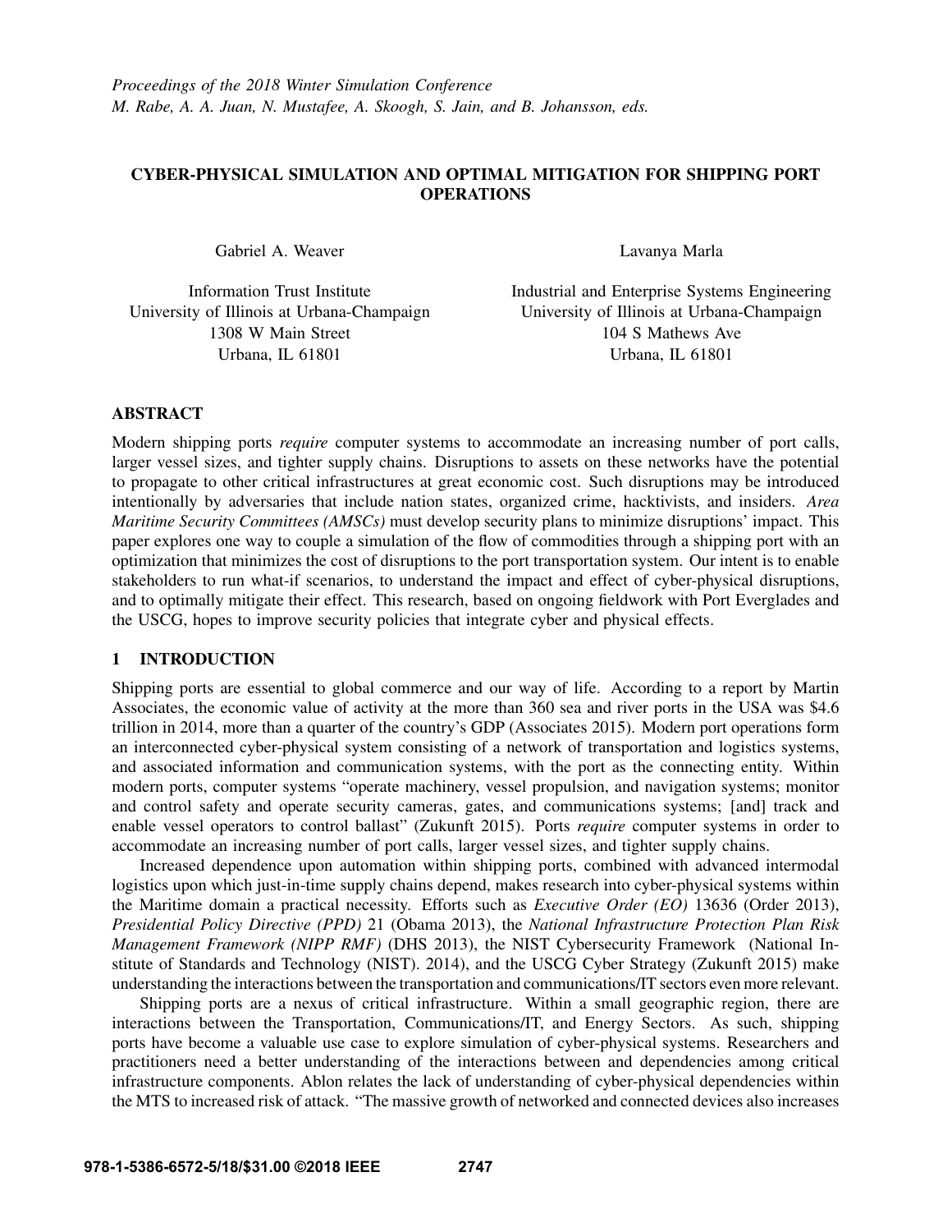*Proceedings of the 2018 Winter Simulation Conference*
*M. Rabe, A. A. Juan, N. Mustafee, A. Skoogh, S. Jain, and B. Johansson, eds.*

# CYBER-PHYSICAL SIMULATION AND OPTIMAL MITIGATION FOR SHIPPING PORT OPERATIONS

Gabriel A. Weaver

Information Trust Institute
University of Illinois at Urbana-Champaign
1308 W Main Street
Urbana, IL 61801

Lavanya Marla

Industrial and Enterprise Systems Engineering
University of Illinois at Urbana-Champaign
104 S Mathews Ave
Urbana, IL 61801

## ABSTRACT

Modern shipping ports *require* computer systems to accommodate an increasing number of port calls, larger vessel sizes, and tighter supply chains. Disruptions to assets on these networks have the potential to propagate to other critical infrastructures at great economic cost. Such disruptions may be introduced intentionally by adversaries that include nation states, organized crime, hacktivists, and insiders. *Area Maritime Security Committees (AMSCs)* must develop security plans to minimize disruptions' impact. This paper explores one way to couple a simulation of the flow of commodities through a shipping port with an optimization that minimizes the cost of disruptions to the port transportation system. Our intent is to enable stakeholders to run what-if scenarios, to understand the impact and effect of cyber-physical disruptions, and to optimally mitigate their effect. This research, based on ongoing fieldwork with Port Everglades and the USCG, hopes to improve security policies that integrate cyber and physical effects.

## 1 INTRODUCTION

Shipping ports are essential to global commerce and our way of life. According to a report by Martin Associates, the economic value of activity at the more than 360 sea and river ports in the USA was $4.6 trillion in 2014, more than a quarter of the country's GDP (Associates 2015). Modern port operations form an interconnected cyber-physical system consisting of a network of transportation and logistics systems, and associated information and communication systems, with the port as the connecting entity. Within modern ports, computer systems "operate machinery, vessel propulsion, and navigation systems; monitor and control safety and operate security cameras, gates, and communications systems; [and] track and enable vessel operators to control ballast" (Zukunft 2015). Ports *require* computer systems in order to accommodate an increasing number of port calls, larger vessel sizes, and tighter supply chains.

Increased dependence upon automation within shipping ports, combined with advanced intermodal logistics upon which just-in-time supply chains depend, makes research into cyber-physical systems within the Maritime domain a practical necessity. Efforts such as *Executive Order (EO)* 13636 (Order 2013), *Presidential Policy Directive (PPD)* 21 (Obama 2013), the *National Infrastructure Protection Plan Risk Management Framework (NIPP RMF)* (DHS 2013), the NIST Cybersecurity Framework (National Institute of Standards and Technology (NIST). 2014), and the USCG Cyber Strategy (Zukunft 2015) make understanding the interactions between the transportation and communications/IT sectors even more relevant.

Shipping ports are a nexus of critical infrastructure. Within a small geographic region, there are interactions between the Transportation, Communications/IT, and Energy Sectors. As such, shipping ports have become a valuable use case to explore simulation of cyber-physical systems. Researchers and practitioners need a better understanding of the interactions between and dependencies among critical infrastructure components. Ablon relates the lack of understanding of cyber-physical dependencies within the MTS to increased risk of attack. "The massive growth of networked and connected devices also increases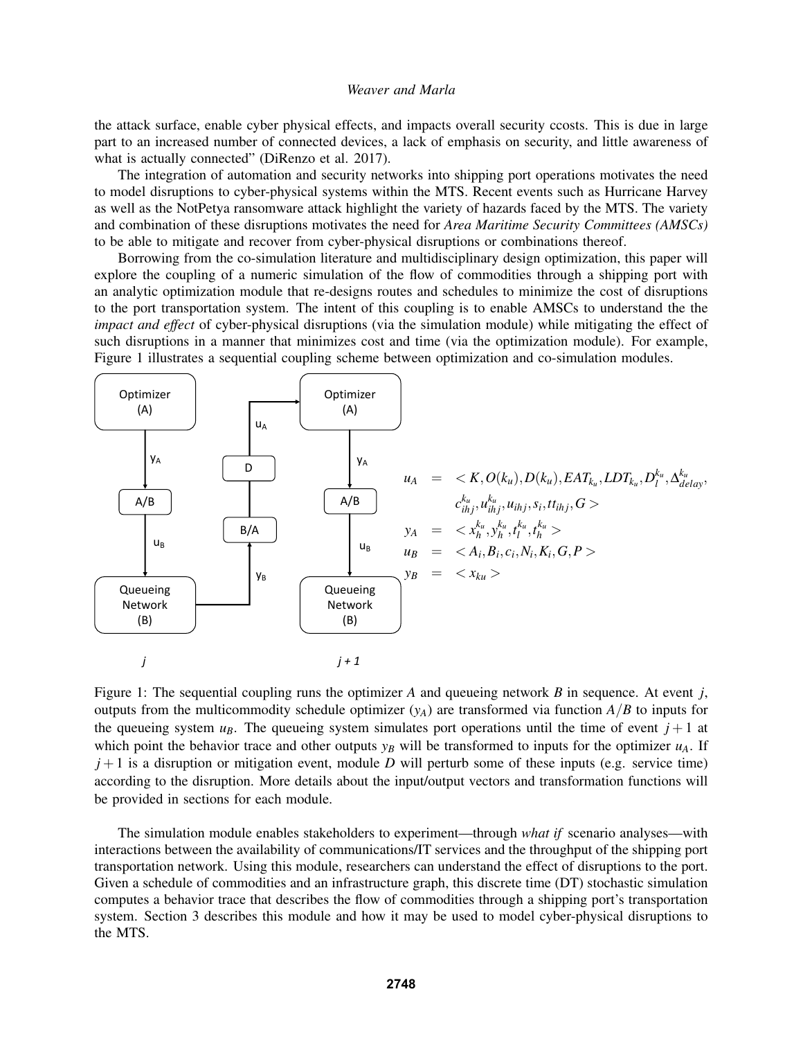the attack surface, enable cyber physical effects, and impacts overall security ccosts. This is due in large part to an increased number of connected devices, a lack of emphasis on security, and little awareness of what is actually connected" (DiRenzo et al. 2017).

The integration of automation and security networks into shipping port operations motivates the need to model disruptions to cyber-physical systems within the MTS. Recent events such as Hurricane Harvey as well as the NotPetya ransomware attack highlight the variety of hazards faced by the MTS. The variety and combination of these disruptions motivates the need for *Area Maritime Security Committees (AMSCs)* to be able to mitigate and recover from cyber-physical disruptions or combinations thereof.

Borrowing from the co-simulation literature and multidisciplinary design optimization, this paper will explore the coupling of a numeric simulation of the flow of commodities through a shipping port with an analytic optimization module that re-designs routes and schedules to minimize the cost of disruptions to the port transportation system. The intent of this coupling is to enable AMSCs to understand the the *impact and effect* of cyber-physical disruptions (via the simulation module) while mitigating the effect of such disruptions in a manner that minimizes cost and time (via the optimization module). For example, Figure 1 illustrates a sequential coupling scheme between optimization and co-simulation modules.

$$
\begin{aligned}
u_A &= < K, O(k_u), D(k_u), EAT_{k_u}, LDT_{k_u}, D_l^{k_u}, \Delta_{delay}^{k_u}, \\
&\quad c_{ihj}^{k_u}, u_{ihj}^{k_u}, u_{ihj}, s_i, tt_{ihj}, G > \\
y_A &= < x_h^{k_u}, y_h^{k_u}, t_l^{k_u}, t_h^{k_u} > \\
u_B &= < A_i, B_i, c_i, N_i, K_i, G, P > \\
y_B &= < x_{ku} >
\end{aligned}
$$

Figure 1: The sequential coupling runs the optimizer $A$ and queueing network $B$ in sequence. At event $j$, outputs from the multicommodity schedule optimizer ($y_A$) are transformed via function $A/B$ to inputs for the queueing system $u_B$. The queueing system simulates port operations until the time of event $j+1$ at which point the behavior trace and other outputs $y_B$ will be transformed to inputs for the optimizer $u_A$. If $j+1$ is a disruption or mitigation event, module $D$ will perturb some of these inputs (e.g. service time) according to the disruption. More details about the input/output vectors and transformation functions will be provided in sections for each module.

The simulation module enables stakeholders to experiment—through *what if* scenario analyses—with interactions between the availability of communications/IT services and the throughput of the shipping port transportation network. Using this module, researchers can understand the effect of disruptions to the port. Given a schedule of commodities and an infrastructure graph, this discrete time (DT) stochastic simulation computes a behavior trace that describes the flow of commodities through a shipping port's transportation system. Section 3 describes this module and how it may be used to model cyber-physical disruptions to the MTS.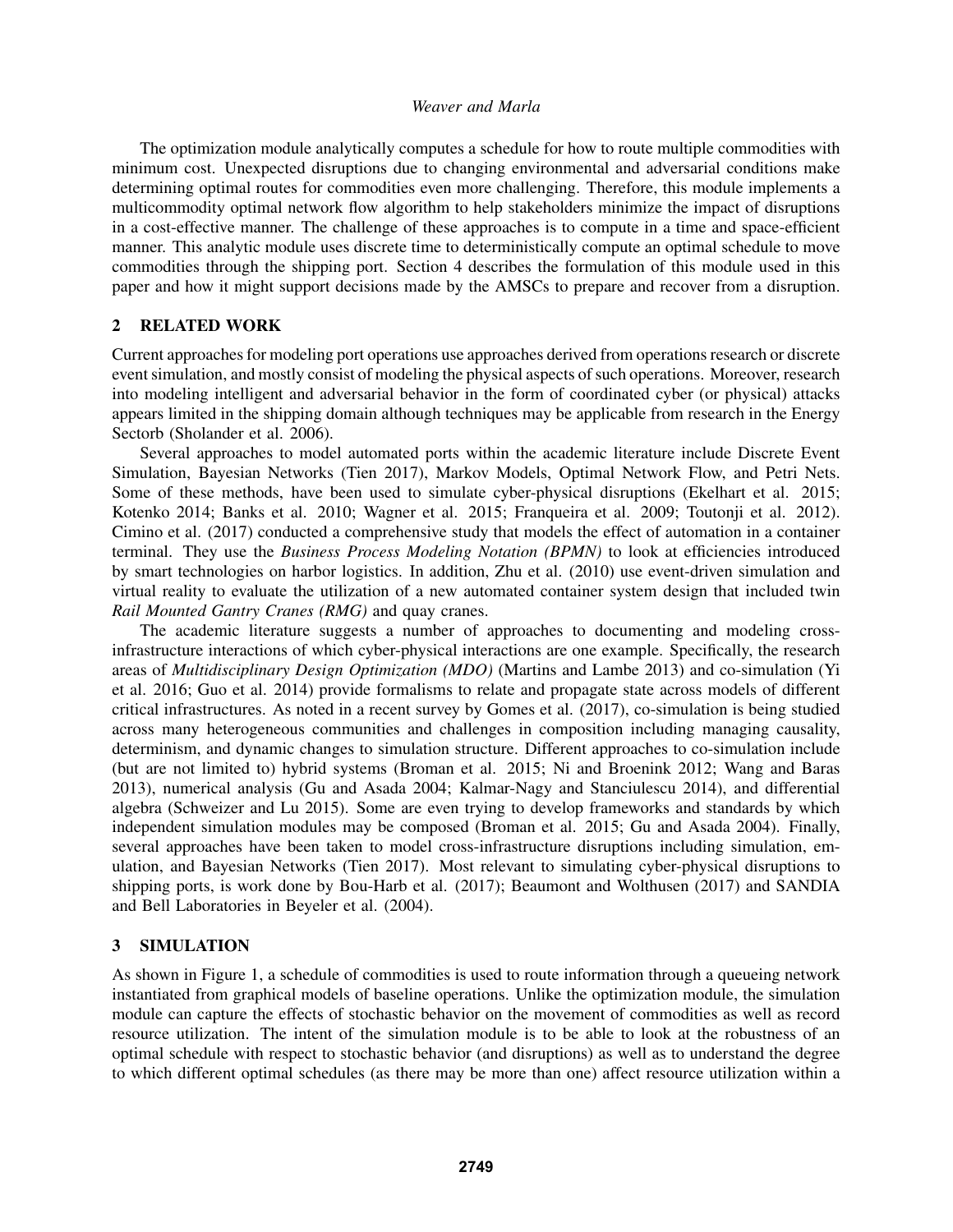The optimization module analytically computes a schedule for how to route multiple commodities with minimum cost. Unexpected disruptions due to changing environmental and adversarial conditions make determining optimal routes for commodities even more challenging. Therefore, this module implements a multicommodity optimal network flow algorithm to help stakeholders minimize the impact of disruptions in a cost-effective manner. The challenge of these approaches is to compute in a time and space-efficient manner. This analytic module uses discrete time to deterministically compute an optimal schedule to move commodities through the shipping port. Section 4 describes the formulation of this module used in this paper and how it might support decisions made by the AMSCs to prepare and recover from a disruption.

## 2 RELATED WORK

Current approaches for modeling port operations use approaches derived from operations research or discrete event simulation, and mostly consist of modeling the physical aspects of such operations. Moreover, research into modeling intelligent and adversarial behavior in the form of coordinated cyber (or physical) attacks appears limited in the shipping domain although techniques may be applicable from research in the Energy Sectorb (Sholander et al. 2006).

Several approaches to model automated ports within the academic literature include Discrete Event Simulation, Bayesian Networks (Tien 2017), Markov Models, Optimal Network Flow, and Petri Nets. Some of these methods, have been used to simulate cyber-physical disruptions (Ekelhart et al. 2015; Kotenko 2014; Banks et al. 2010; Wagner et al. 2015; Franqueira et al. 2009; Toutonji et al. 2012). Cimino et al. (2017) conducted a comprehensive study that models the effect of automation in a container terminal. They use the *Business Process Modeling Notation (BPMN)* to look at efficiencies introduced by smart technologies on harbor logistics. In addition, Zhu et al. (2010) use event-driven simulation and virtual reality to evaluate the utilization of a new automated container system design that included twin *Rail Mounted Gantry Cranes (RMG)* and quay cranes.

The academic literature suggests a number of approaches to documenting and modeling cross-infrastructure interactions of which cyber-physical interactions are one example. Specifically, the research areas of *Multidisciplinary Design Optimization (MDO)* (Martins and Lambe 2013) and co-simulation (Yi et al. 2016; Guo et al. 2014) provide formalisms to relate and propagate state across models of different critical infrastructures. As noted in a recent survey by Gomes et al. (2017), co-simulation is being studied across many heterogeneous communities and challenges in composition including managing causality, determinism, and dynamic changes to simulation structure. Different approaches to co-simulation include (but are not limited to) hybrid systems (Broman et al. 2015; Ni and Broenink 2012; Wang and Baras 2013), numerical analysis (Gu and Asada 2004; Kalmar-Nagy and Stanciulescu 2014), and differential algebra (Schweizer and Lu 2015). Some are even trying to develop frameworks and standards by which independent simulation modules may be composed (Broman et al. 2015; Gu and Asada 2004). Finally, several approaches have been taken to model cross-infrastructure disruptions including simulation, emulation, and Bayesian Networks (Tien 2017). Most relevant to simulating cyber-physical disruptions to shipping ports, is work done by Bou-Harb et al. (2017); Beaumont and Wolthusen (2017) and SANDIA and Bell Laboratories in Beyeler et al. (2004).

## 3 SIMULATION

As shown in Figure 1, a schedule of commodities is used to route information through a queueing network instantiated from graphical models of baseline operations. Unlike the optimization module, the simulation module can capture the effects of stochastic behavior on the movement of commodities as well as record resource utilization. The intent of the simulation module is to be able to look at the robustness of an optimal schedule with respect to stochastic behavior (and disruptions) as well as to understand the degree to which different optimal schedules (as there may be more than one) affect resource utilization within a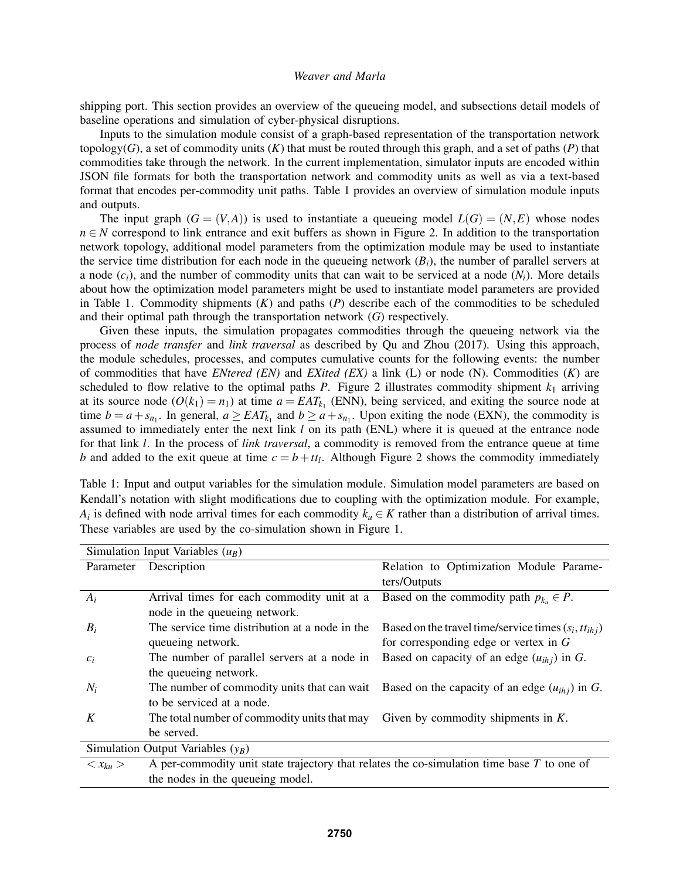shipping port. This section provides an overview of the queueing model, and subsections detail models of baseline operations and simulation of cyber-physical disruptions.

Inputs to the simulation module consist of a graph-based representation of the transportation network topology($G$), a set of commodity units ($K$) that must be routed through this graph, and a set of paths ($P$) that commodities take through the network. In the current implementation, simulator inputs are encoded within JSON file formats for both the transportation network and commodity units as well as via a text-based format that encodes per-commodity unit paths. Table 1 provides an overview of simulation module inputs and outputs.

The input graph ($G = (V,A)$) is used to instantiate a queueing model $L(G) = (N,E)$ whose nodes $n \in N$ correspond to link entrance and exit buffers as shown in Figure 2. In addition to the transportation network topology, additional model parameters from the optimization module may be used to instantiate the service time distribution for each node in the queueing network ($B_i$), the number of parallel servers at a node ($c_i$), and the number of commodity units that can wait to be serviced at a node ($N_i$). More details about how the optimization model parameters might be used to instantiate model parameters are provided in Table 1. Commodity shipments ($K$) and paths ($P$) describe each of the commodities to be scheduled and their optimal path through the transportation network ($G$) respectively.

Given these inputs, the simulation propagates commodities through the queueing network via the process of *node transfer* and *link traversal* as described by Qu and Zhou (2017). Using this approach, the module schedules, processes, and computes cumulative counts for the following events: the number of commodities that have *ENtered (EN)* and *EXited (EX)* a link (L) or node (N). Commodities ($K$) are scheduled to flow relative to the optimal paths $P$. Figure 2 illustrates commodity shipment $k_1$ arriving at its source node ($O(k_1) = n_1$) at time $a = EAT_{k_1}$ (ENN), being serviced, and exiting the source node at time $b = a + s_{n_1}$. In general, $a \geq EAT_{k_1}$ and $b \geq a + s_{n_1}$. Upon exiting the node (EXN), the commodity is assumed to immediately enter the next link $l$ on its path (ENL) where it is queued at the entrance node for that link $l$. In the process of *link traversal*, a commodity is removed from the entrance queue at time $b$ and added to the exit queue at time $c = b + tt_l$. Although Figure 2 shows the commodity immediately

Table 1: Input and output variables for the simulation module. Simulation model parameters are based on Kendall's notation with slight modifications due to coupling with the optimization module. For example, $A_i$ is defined with node arrival times for each commodity $k_u \in K$ rather than a distribution of arrival times. These variables are used by the co-simulation shown in Figure 1.

| Simulation Input Variables ($u_B$) | | |
|---|---|---|
| Parameter | Description | Relation to Optimization Module Parameters/Outputs |
| $A_i$ | Arrival times for each commodity unit at a node in the queueing network. | Based on the commodity path $p_{k_u} \in P$. |
| $B_i$ | The service time distribution at a node in the queueing network. | Based on the travel time/service times ($s_i, tt_{ihj}$) for corresponding edge or vertex in $G$ |
| $c_i$ | The number of parallel servers at a node in the queueing network. | Based on capacity of an edge ($u_{ihj}$) in $G$. |
| $N_i$ | The number of commodity units that can wait to be serviced at a node. | Based on the capacity of an edge ($u_{ihj}$) in $G$. |
| $K$ | The total number of commodity units that may be served. | Given by commodity shipments in $K$. |
| **Simulation Output Variables ($y_B$)** | | |
| $< x_{ku} >$ | A per-commodity unit state trajectory that relates the co-simulation time base $T$ to one of the nodes in the queueing model. | |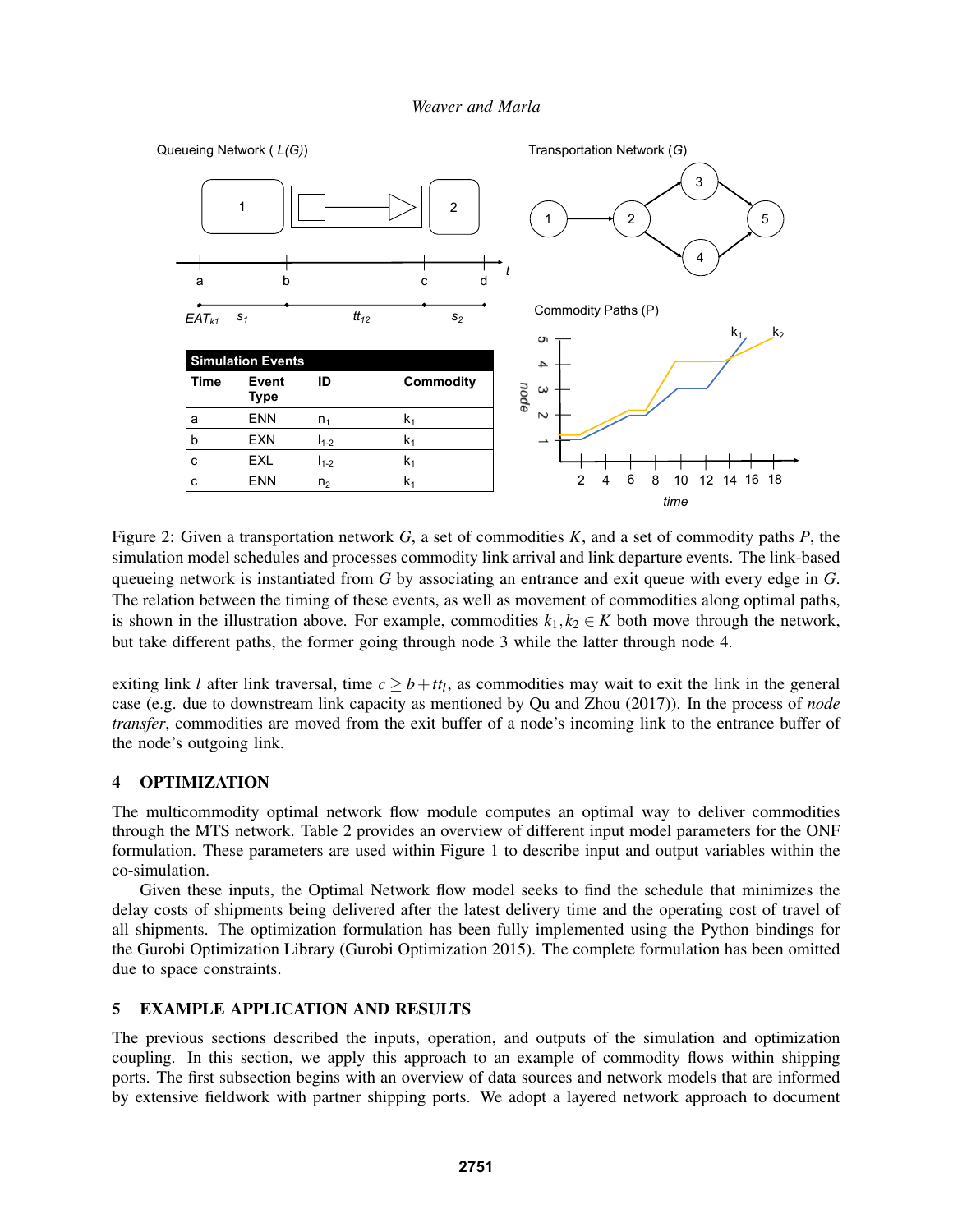Queueing Network ( $L(G)$)

Transportation Network ($G$)

Commodity Paths (P)

| Simulation Events | | | |
|---|---|---|---|
| Time | Event Type | ID | Commodity |
| a | ENN | $n_1$ | $k_1$ |
| b | EXN | $l_{1-2}$ | $k_1$ |
| c | EXL | $l_{1-2}$ | $k_1$ |
| c | ENN | $n_2$ | $k_1$ |

Figure 2: Given a transportation network $G$, a set of commodities $K$, and a set of commodity paths $P$, the simulation model schedules and processes commodity link arrival and link departure events. The link-based queueing network is instantiated from $G$ by associating an entrance and exit queue with every edge in $G$. The relation between the timing of these events, as well as movement of commodities along optimal paths, is shown in the illustration above. For example, commodities $k_1, k_2 \in K$ both move through the network, but take different paths, the former going through node 3 while the latter through node 4.

exiting link $l$ after link traversal, time $c \geq b + tt_l$, as commodities may wait to exit the link in the general case (e.g. due to downstream link capacity as mentioned by Qu and Zhou (2017)). In the process of *node transfer*, commodities are moved from the exit buffer of a node's incoming link to the entrance buffer of the node's outgoing link.

## 4 OPTIMIZATION

The multicommodity optimal network flow module computes an optimal way to deliver commodities through the MTS network. Table 2 provides an overview of different input model parameters for the ONF formulation. These parameters are used within Figure 1 to describe input and output variables within the co-simulation.

Given these inputs, the Optimal Network flow model seeks to find the schedule that minimizes the delay costs of shipments being delivered after the latest delivery time and the operating cost of travel of all shipments. The optimization formulation has been fully implemented using the Python bindings for the Gurobi Optimization Library (Gurobi Optimization 2015). The complete formulation has been omitted due to space constraints.

## 5 EXAMPLE APPLICATION AND RESULTS

The previous sections described the inputs, operation, and outputs of the simulation and optimization coupling. In this section, we apply this approach to an example of commodity flows within shipping ports. The first subsection begins with an overview of data sources and network models that are informed by extensive fieldwork with partner shipping ports. We adopt a layered network approach to document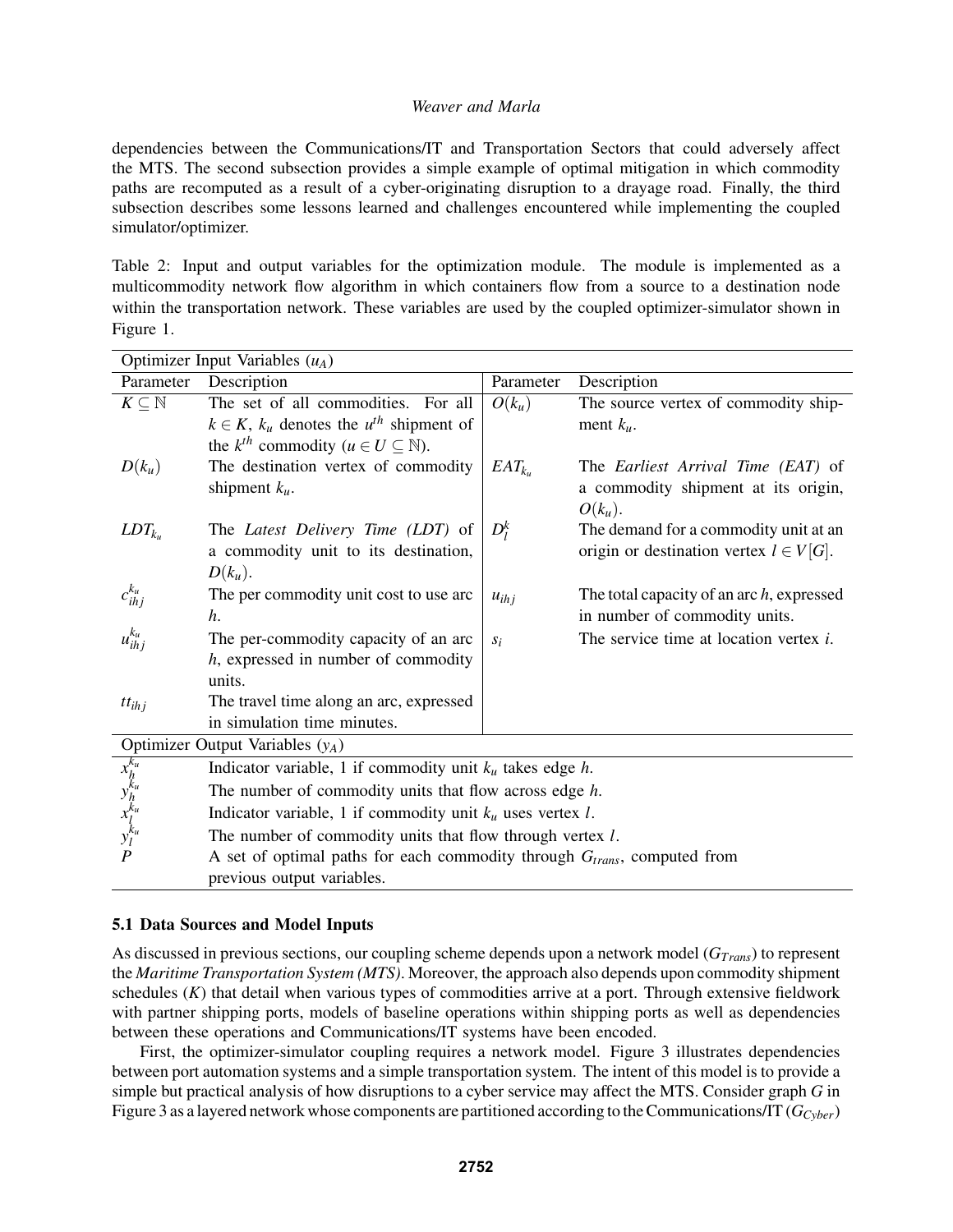dependencies between the Communications/IT and Transportation Sectors that could adversely affect the MTS. The second subsection provides a simple example of optimal mitigation in which commodity paths are recomputed as a result of a cyber-originating disruption to a drayage road. Finally, the third subsection describes some lessons learned and challenges encountered while implementing the coupled simulator/optimizer.

Table 2: Input and output variables for the optimization module. The module is implemented as a multicommodity network flow algorithm in which containers flow from a source to a destination node within the transportation network. These variables are used by the coupled optimizer-simulator shown in Figure 1.

| Optimizer Input Variables ($u_A$) | | | |
|---|---|---|---|
| Parameter | Description | Parameter | Description |
| $K \subseteq \mathbb{N}$ | The set of all commodities. For all $k \in K$, $k_u$ denotes the $u^{th}$ shipment of the $k^{th}$ commodity ($u \in U \subseteq \mathbb{N}$). | $O(k_u)$ | The source vertex of commodity shipment $k_u$. |
| $D(k_u)$ | The destination vertex of commodity shipment $k_u$. | $EAT_{k_u}$ | The *Earliest Arrival Time (EAT)* of a commodity shipment at its origin, $O(k_u)$. |
| $LDT_{k_u}$ | The *Latest Delivery Time (LDT)* of a commodity unit to its destination, $D(k_u)$. | $D_l^k$ | The demand for a commodity unit at an origin or destination vertex $l \in V[G]$. |
| $c_{ihj}^{k_u}$ | The per commodity unit cost to use arc $h$. | $u_{ihj}$ | The total capacity of an arc $h$, expressed in number of commodity units. |
| $u_{ihj}^{k_u}$ | The per-commodity capacity of an arc $h$, expressed in number of commodity units. | $s_i$ | The service time at location vertex $i$. |
| $tt_{ihj}$ | The travel time along an arc, expressed in simulation time minutes. | | |
| **Optimizer Output Variables ($y_A$)** | | | |
| $x_h^{k_u}$ | Indicator variable, 1 if commodity unit $k_u$ takes edge $h$. | | |
| $y_h^{k_u}$ | The number of commodity units that flow across edge $h$. | | |
| $x_l^{k_u}$ | Indicator variable, 1 if commodity unit $k_u$ uses vertex $l$. | | |
| $y_l^{k_u}$ | The number of commodity units that flow through vertex $l$. | | |
| $P$ | A set of optimal paths for each commodity through $G_{trans}$, computed from previous output variables. | | |

### 5.1 Data Sources and Model Inputs

As discussed in previous sections, our coupling scheme depends upon a network model ($G_{Trans}$) to represent the *Maritime Transportation System (MTS)*. Moreover, the approach also depends upon commodity shipment schedules ($K$) that detail when various types of commodities arrive at a port. Through extensive fieldwork with partner shipping ports, models of baseline operations within shipping ports as well as dependencies between these operations and Communications/IT systems have been encoded.

First, the optimizer-simulator coupling requires a network model. Figure 3 illustrates dependencies between port automation systems and a simple transportation system. The intent of this model is to provide a simple but practical analysis of how disruptions to a cyber service may affect the MTS. Consider graph $G$ in Figure 3 as a layered network whose components are partitioned according to the Communications/IT ($G_{Cyber}$)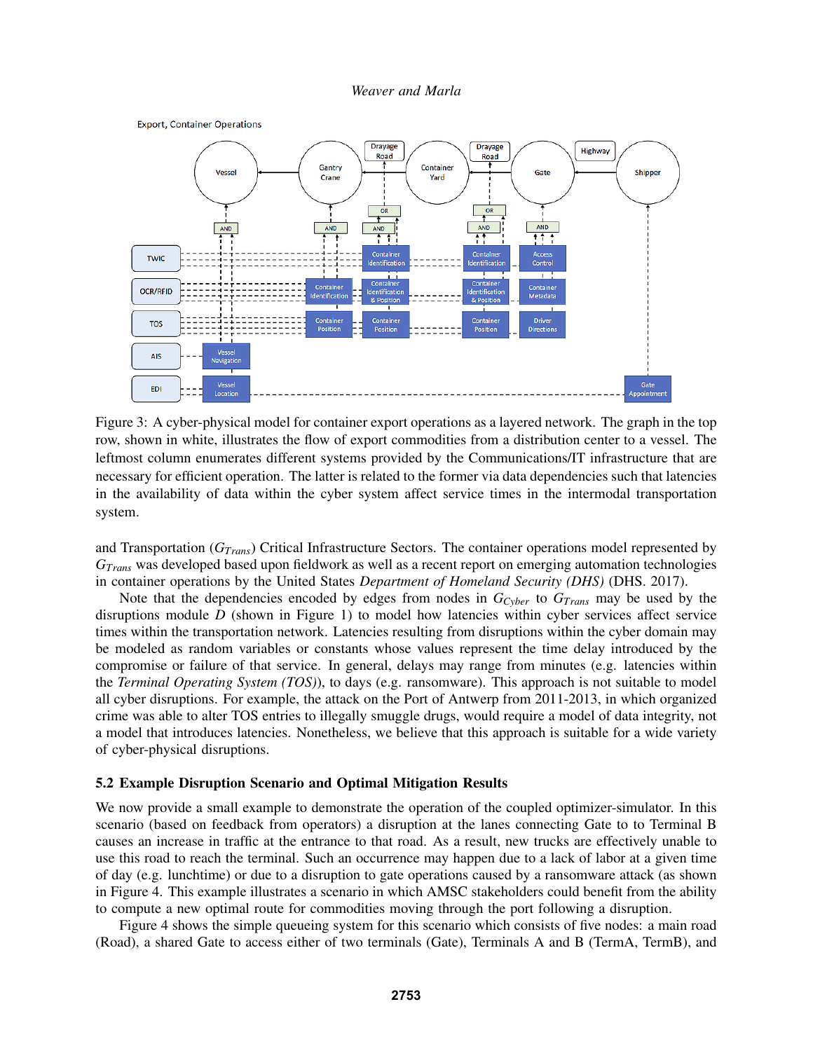Figure 3: A cyber-physical model for container export operations as a layered network. The graph in the top row, shown in white, illustrates the flow of export commodities from a distribution center to a vessel. The leftmost column enumerates different systems provided by the Communications/IT infrastructure that are necessary for efficient operation. The latter is related to the former via data dependencies such that latencies in the availability of data within the cyber system affect service times in the intermodal transportation system.

and Transportation ($G_{Trans}$) Critical Infrastructure Sectors. The container operations model represented by $G_{Trans}$ was developed based upon fieldwork as well as a recent report on emerging automation technologies in container operations by the United States *Department of Homeland Security (DHS)* (DHS. 2017).

Note that the dependencies encoded by edges from nodes in $G_{Cyber}$ to $G_{Trans}$ may be used by the disruptions module $D$ (shown in Figure 1) to model how latencies within cyber services affect service times within the transportation network. Latencies resulting from disruptions within the cyber domain may be modeled as random variables or constants whose values represent the time delay introduced by the compromise or failure of that service. In general, delays may range from minutes (e.g. latencies within the *Terminal Operating System (TOS)*), to days (e.g. ransomware). This approach is not suitable to model all cyber disruptions. For example, the attack on the Port of Antwerp from 2011-2013, in which organized crime was able to alter TOS entries to illegally smuggle drugs, would require a model of data integrity, not a model that introduces latencies. Nonetheless, we believe that this approach is suitable for a wide variety of cyber-physical disruptions.

### 5.2 Example Disruption Scenario and Optimal Mitigation Results

We now provide a small example to demonstrate the operation of the coupled optimizer-simulator. In this scenario (based on feedback from operators) a disruption at the lanes connecting Gate to to Terminal B causes an increase in traffic at the entrance to that road. As a result, new trucks are effectively unable to use this road to reach the terminal. Such an occurrence may happen due to a lack of labor at a given time of day (e.g. lunchtime) or due to a disruption to gate operations caused by a ransomware attack (as shown in Figure 4. This example illustrates a scenario in which AMSC stakeholders could benefit from the ability to compute a new optimal route for commodities moving through the port following a disruption.

Figure 4 shows the simple queueing system for this scenario which consists of five nodes: a main road (Road), a shared Gate to access either of two terminals (Gate), Terminals A and B (TermA, TermB), and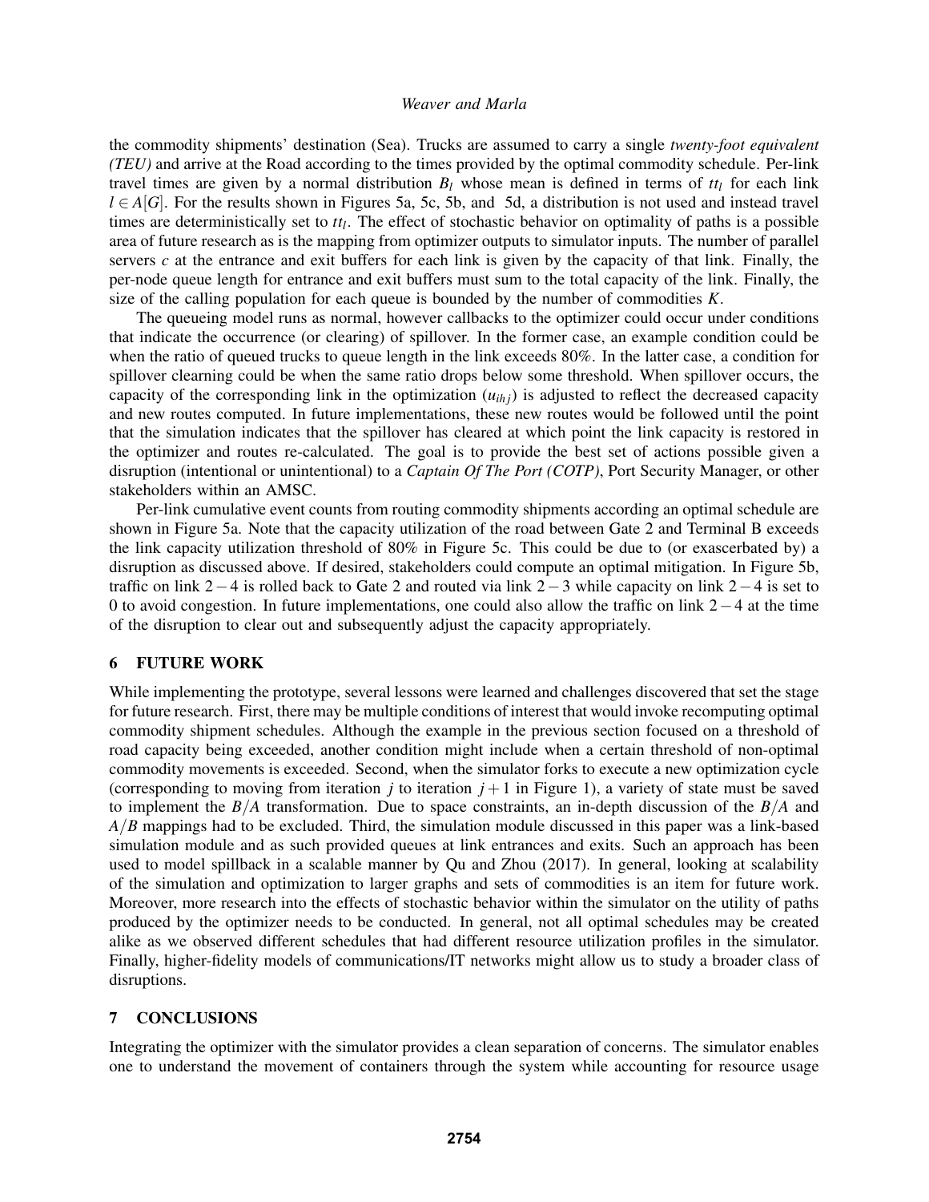the commodity shipments' destination (Sea). Trucks are assumed to carry a single *twenty-foot equivalent (TEU)* and arrive at the Road according to the times provided by the optimal commodity schedule. Per-link travel times are given by a normal distribution $B_l$ whose mean is defined in terms of $tt_l$ for each link $l \in A[G]$. For the results shown in Figures 5a, 5c, 5b, and 5d, a distribution is not used and instead travel times are deterministically set to $tt_l$. The effect of stochastic behavior on optimality of paths is a possible area of future research as is the mapping from optimizer outputs to simulator inputs. The number of parallel servers $c$ at the entrance and exit buffers for each link is given by the capacity of that link. Finally, the per-node queue length for entrance and exit buffers must sum to the total capacity of the link. Finally, the size of the calling population for each queue is bounded by the number of commodities $K$.

The queueing model runs as normal, however callbacks to the optimizer could occur under conditions that indicate the occurrence (or clearing) of spillover. In the former case, an example condition could be when the ratio of queued trucks to queue length in the link exceeds 80%. In the latter case, a condition for spillover clearning could be when the same ratio drops below some threshold. When spillover occurs, the capacity of the corresponding link in the optimization ($u_{ihj}$) is adjusted to reflect the decreased capacity and new routes computed. In future implementations, these new routes would be followed until the point that the simulation indicates that the spillover has cleared at which point the link capacity is restored in the optimizer and routes re-calculated. The goal is to provide the best set of actions possible given a disruption (intentional or unintentional) to a *Captain Of The Port (COTP)*, Port Security Manager, or other stakeholders within an AMSC.

Per-link cumulative event counts from routing commodity shipments according an optimal schedule are shown in Figure 5a. Note that the capacity utilization of the road between Gate 2 and Terminal B exceeds the link capacity utilization threshold of 80% in Figure 5c. This could be due to (or exacerbated by) a disruption as discussed above. If desired, stakeholders could compute an optimal mitigation. In Figure 5b, traffic on link $2-4$ is rolled back to Gate 2 and routed via link $2-3$ while capacity on link $2-4$ is set to 0 to avoid congestion. In future implementations, one could also allow the traffic on link $2-4$ at the time of the disruption to clear out and subsequently adjust the capacity appropriately.

## 6 FUTURE WORK

While implementing the prototype, several lessons were learned and challenges discovered that set the stage for future research. First, there may be multiple conditions of interest that would invoke recomputing optimal commodity shipment schedules. Although the example in the previous section focused on a threshold of road capacity being exceeded, another condition might include when a certain threshold of non-optimal commodity movements is exceeded. Second, when the simulator forks to execute a new optimization cycle (corresponding to moving from iteration $j$ to iteration $j+1$ in Figure 1), a variety of state must be saved to implement the $B/A$ transformation. Due to space constraints, an in-depth discussion of the $B/A$ and $A/B$ mappings had to be excluded. Third, the simulation module discussed in this paper was a link-based simulation module and as such provided queues at link entrances and exits. Such an approach has been used to model spillback in a scalable manner by Qu and Zhou (2017). In general, looking at scalability of the simulation and optimization to larger graphs and sets of commodities is an item for future work. Moreover, more research into the effects of stochastic behavior within the simulator on the utility of paths produced by the optimizer needs to be conducted. In general, not all optimal schedules may be created alike as we observed different schedules that had different resource utilization profiles in the simulator. Finally, higher-fidelity models of communications/IT networks might allow us to study a broader class of disruptions.

## 7 CONCLUSIONS

Integrating the optimizer with the simulator provides a clean separation of concerns. The simulator enables one to understand the movement of containers through the system while accounting for resource usage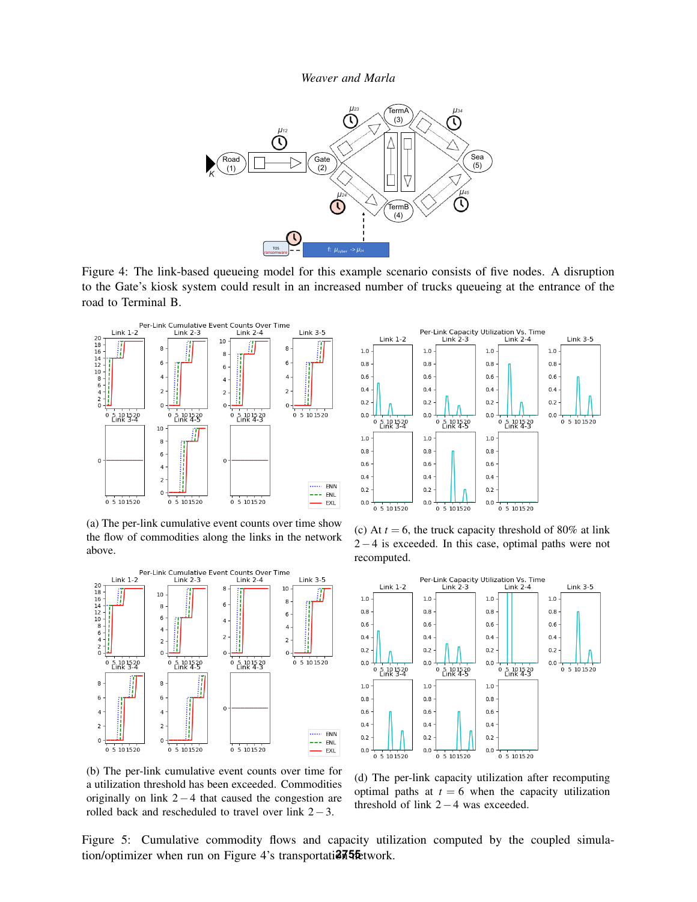Figure 4: The link-based queueing model for this example scenario consists of five nodes. A disruption to the Gate's kiosk system could result in an increased number of trucks queueing at the entrance of the road to Terminal B.

(a) The per-link cumulative event counts over time show the flow of commodities along the links in the network above.

(c) At $t = 6$, the truck capacity threshold of 80% at link $2-4$ is exceeded. In this case, optimal paths were not recomputed.

(b) The per-link cumulative event counts over time for a utilization threshold has been exceeded. Commodities originally on link $2-4$ that caused the congestion are rolled back and rescheduled to travel over link $2-3$.

(d) The per-link capacity utilization after recomputing optimal paths at $t = 6$ when the capacity utilization threshold of link $2-4$ was exceeded.

Figure 5: Cumulative commodity flows and capacity utilization computed by the coupled simulation/optimizer when run on Figure 4's transportation network.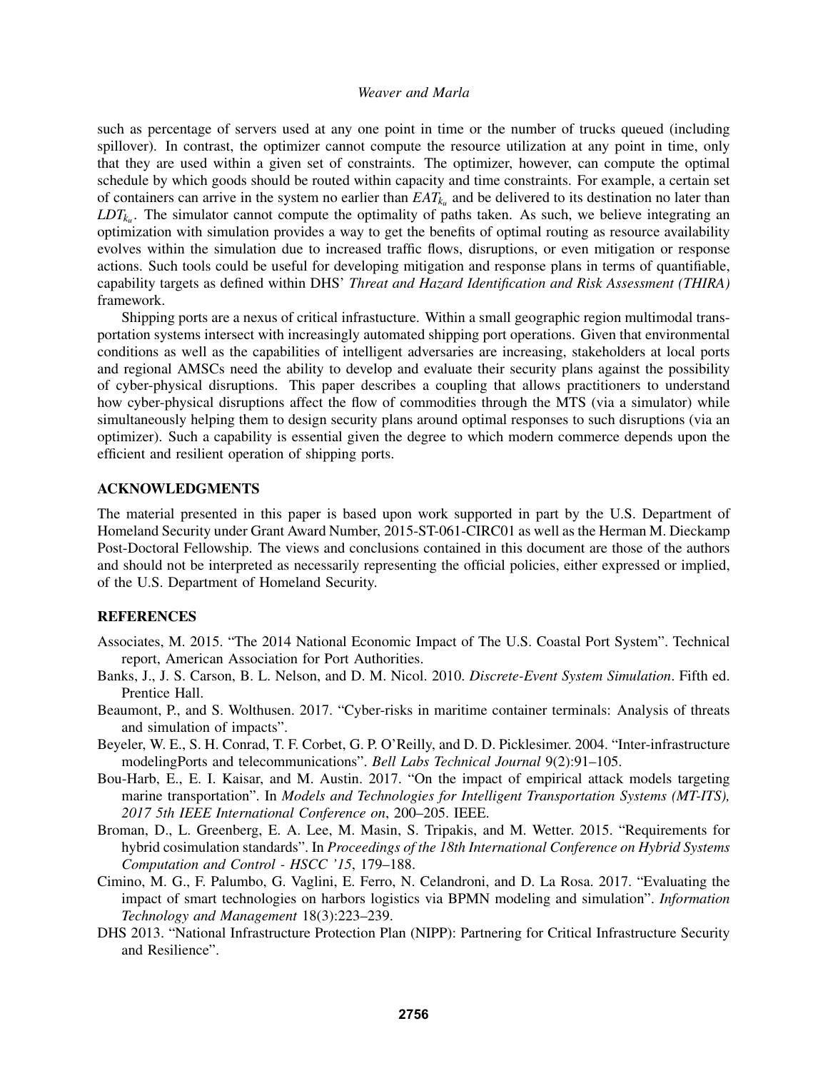such as percentage of servers used at any one point in time or the number of trucks queued (including spillover). In contrast, the optimizer cannot compute the resource utilization at any point in time, only that they are used within a given set of constraints. The optimizer, however, can compute the optimal schedule by which goods should be routed within capacity and time constraints. For example, a certain set of containers can arrive in the system no earlier than $EAT_{k_u}$ and be delivered to its destination no later than $LDT_{k_u}$. The simulator cannot compute the optimality of paths taken. As such, we believe integrating an optimization with simulation provides a way to get the benefits of optimal routing as resource availability evolves within the simulation due to increased traffic flows, disruptions, or even mitigation or response actions. Such tools could be useful for developing mitigation and response plans in terms of quantifiable, capability targets as defined within DHS' *Threat and Hazard Identification and Risk Assessment (THIRA)* framework.

Shipping ports are a nexus of critical infrastucture. Within a small geographic region multimodal transportation systems intersect with increasingly automated shipping port operations. Given that environmental conditions as well as the capabilities of intelligent adversaries are increasing, stakeholders at local ports and regional AMSCs need the ability to develop and evaluate their security plans against the possibility of cyber-physical disruptions. This paper describes a coupling that allows practitioners to understand how cyber-physical disruptions affect the flow of commodities through the MTS (via a simulator) while simultaneously helping them to design security plans around optimal responses to such disruptions (via an optimizer). Such a capability is essential given the degree to which modern commerce depends upon the efficient and resilient operation of shipping ports.

## ACKNOWLEDGMENTS

The material presented in this paper is based upon work supported in part by the U.S. Department of Homeland Security under Grant Award Number, 2015-ST-061-CIRC01 as well as the Herman M. Dieckamp Post-Doctoral Fellowship. The views and conclusions contained in this document are those of the authors and should not be interpreted as necessarily representing the official policies, either expressed or implied, of the U.S. Department of Homeland Security.

## REFERENCES

Associates, M. 2015. "The 2014 National Economic Impact of The U.S. Coastal Port System". Technical report, American Association for Port Authorities.

Banks, J., J. S. Carson, B. L. Nelson, and D. M. Nicol. 2010. *Discrete-Event System Simulation*. Fifth ed. Prentice Hall.

Beaumont, P., and S. Wolthusen. 2017. "Cyber-risks in maritime container terminals: Analysis of threats and simulation of impacts".

Beyeler, W. E., S. H. Conrad, T. F. Corbet, G. P. O'Reilly, and D. D. Picklesimer. 2004. "Inter-infrastructure modelingPorts and telecommunications". *Bell Labs Technical Journal* 9(2):91–105.

Bou-Harb, E., E. I. Kaisar, and M. Austin. 2017. "On the impact of empirical attack models targeting marine transportation". In *Models and Technologies for Intelligent Transportation Systems (MT-ITS), 2017 5th IEEE International Conference on*, 200–205. IEEE.

Broman, D., L. Greenberg, E. A. Lee, M. Masin, S. Tripakis, and M. Wetter. 2015. "Requirements for hybrid cosimulation standards". In *Proceedings of the 18th International Conference on Hybrid Systems Computation and Control - HSCC '15*, 179–188.

Cimino, M. G., F. Palumbo, G. Vaglini, E. Ferro, N. Celandroni, and D. La Rosa. 2017. "Evaluating the impact of smart technologies on harbors logistics via BPMN modeling and simulation". *Information Technology and Management* 18(3):223–239.

DHS 2013. "National Infrastructure Protection Plan (NIPP): Partnering for Critical Infrastructure Security and Resilience".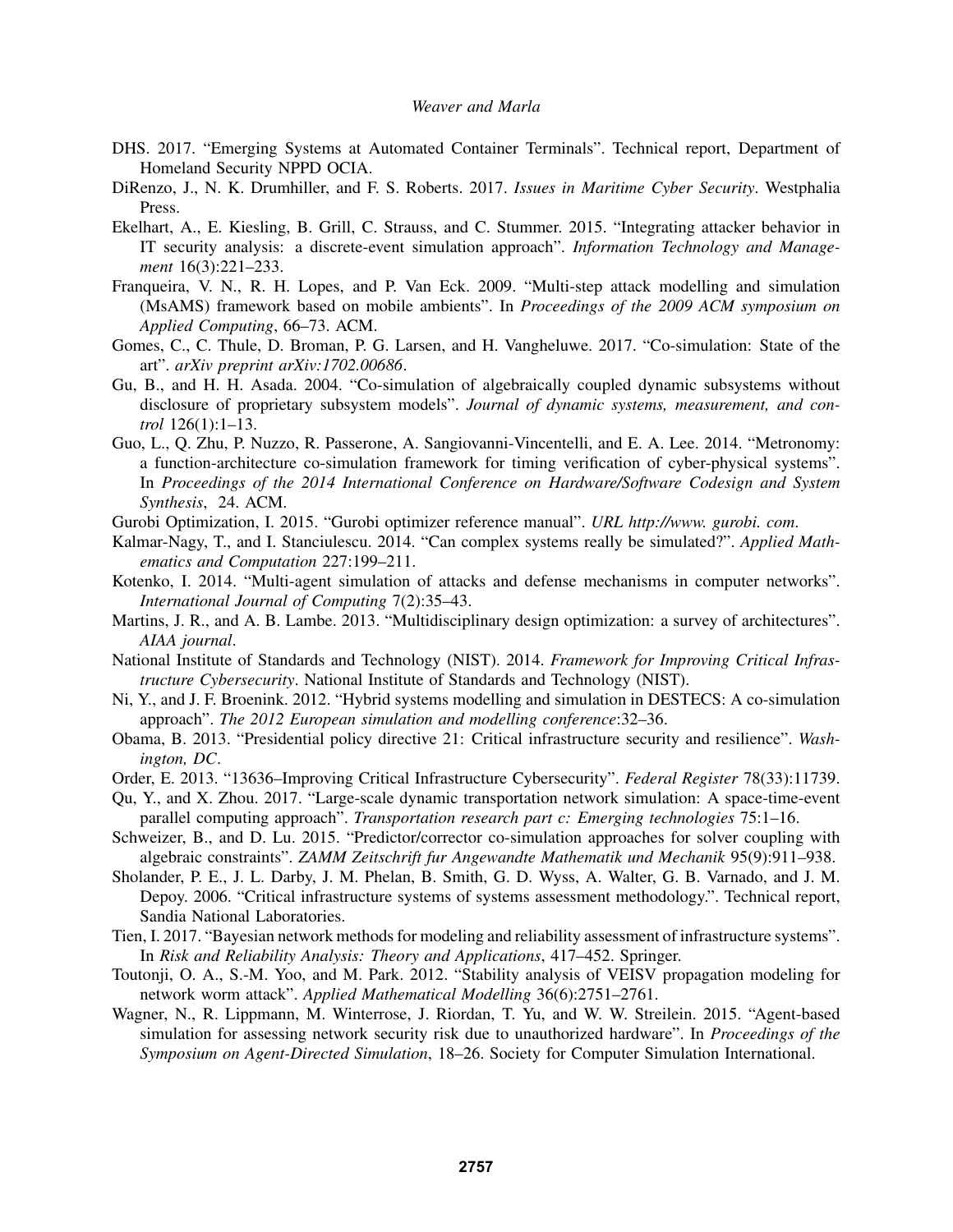DHS. 2017. "Emerging Systems at Automated Container Terminals". Technical report, Department of Homeland Security NPPD OCIA.

DiRenzo, J., N. K. Drumhiller, and F. S. Roberts. 2017. *Issues in Maritime Cyber Security*. Westphalia Press.

Ekelhart, A., E. Kiesling, B. Grill, C. Strauss, and C. Stummer. 2015. "Integrating attacker behavior in IT security analysis: a discrete-event simulation approach". *Information Technology and Management* 16(3):221–233.

Franqueira, V. N., R. H. Lopes, and P. Van Eck. 2009. "Multi-step attack modelling and simulation (MsAMS) framework based on mobile ambients". In *Proceedings of the 2009 ACM symposium on Applied Computing*, 66–73. ACM.

Gomes, C., C. Thule, D. Broman, P. G. Larsen, and H. Vangheluwe. 2017. "Co-simulation: State of the art". *arXiv preprint arXiv:1702.00686*.

Gu, B., and H. H. Asada. 2004. "Co-simulation of algebraically coupled dynamic subsystems without disclosure of proprietary subsystem models". *Journal of dynamic systems, measurement, and control* 126(1):1–13.

Guo, L., Q. Zhu, P. Nuzzo, R. Passerone, A. Sangiovanni-Vincentelli, and E. A. Lee. 2014. "Metronomy: a function-architecture co-simulation framework for timing verification of cyber-physical systems". In *Proceedings of the 2014 International Conference on Hardware/Software Codesign and System Synthesis*, 24. ACM.

Gurobi Optimization, I. 2015. "Gurobi optimizer reference manual". *URL http://www. gurobi. com*.

Kalmar-Nagy, T., and I. Stanciulescu. 2014. "Can complex systems really be simulated?". *Applied Mathematics and Computation* 227:199–211.

Kotenko, I. 2014. "Multi-agent simulation of attacks and defense mechanisms in computer networks". *International Journal of Computing* 7(2):35–43.

Martins, J. R., and A. B. Lambe. 2013. "Multidisciplinary design optimization: a survey of architectures". *AIAA journal*.

National Institute of Standards and Technology (NIST). 2014. *Framework for Improving Critical Infrastructure Cybersecurity*. National Institute of Standards and Technology (NIST).

Ni, Y., and J. F. Broenink. 2012. "Hybrid systems modelling and simulation in DESTECS: A co-simulation approach". *The 2012 European simulation and modelling conference*:32–36.

Obama, B. 2013. "Presidential policy directive 21: Critical infrastructure security and resilience". *Washington, DC*.

Order, E. 2013. "13636–Improving Critical Infrastructure Cybersecurity". *Federal Register* 78(33):11739.

Qu, Y., and X. Zhou. 2017. "Large-scale dynamic transportation network simulation: A space-time-event parallel computing approach". *Transportation research part c: Emerging technologies* 75:1–16.

Schweizer, B., and D. Lu. 2015. "Predictor/corrector co-simulation approaches for solver coupling with algebraic constraints". *ZAMM Zeitschrift fur Angewandte Mathematik und Mechanik* 95(9):911–938.

Sholander, P. E., J. L. Darby, J. M. Phelan, B. Smith, G. D. Wyss, A. Walter, G. B. Varnado, and J. M. Depoy. 2006. "Critical infrastructure systems of systems assessment methodology.". Technical report, Sandia National Laboratories.

Tien, I. 2017. "Bayesian network methods for modeling and reliability assessment of infrastructure systems". In *Risk and Reliability Analysis: Theory and Applications*, 417–452. Springer.

Toutonji, O. A., S.-M. Yoo, and M. Park. 2012. "Stability analysis of VEISV propagation modeling for network worm attack". *Applied Mathematical Modelling* 36(6):2751–2761.

Wagner, N., R. Lippmann, M. Winterrose, J. Riordan, T. Yu, and W. W. Streilein. 2015. "Agent-based simulation for assessing network security risk due to unauthorized hardware". In *Proceedings of the Symposium on Agent-Directed Simulation*, 18–26. Society for Computer Simulation International.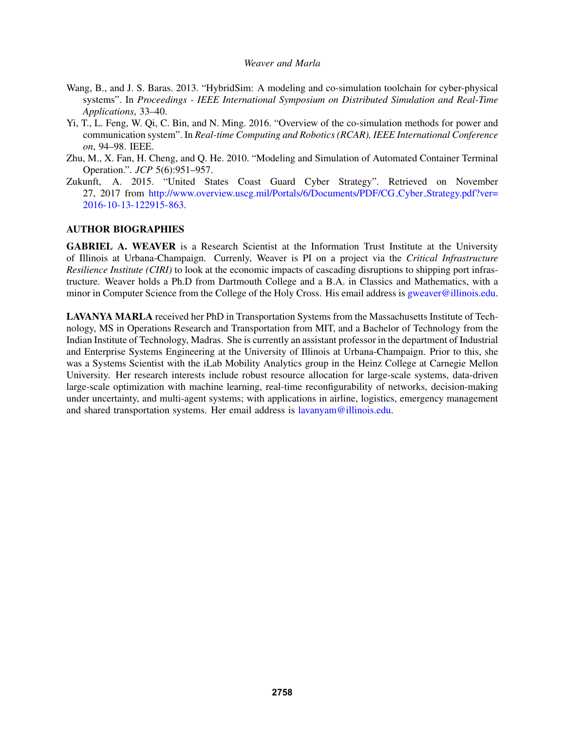Wang, B., and J. S. Baras. 2013. "HybridSim: A modeling and co-simulation toolchain for cyber-physical systems". In *Proceedings - IEEE International Symposium on Distributed Simulation and Real-Time Applications*, 33–40.

Yi, T., L. Feng, W. Qi, C. Bin, and N. Ming. 2016. "Overview of the co-simulation methods for power and communication system". In *Real-time Computing and Robotics (RCAR), IEEE International Conference on*, 94–98. IEEE.

Zhu, M., X. Fan, H. Cheng, and Q. He. 2010. "Modeling and Simulation of Automated Container Terminal Operation.". *JCP* 5(6):951–957.

Zukunft, A. 2015. "United States Coast Guard Cyber Strategy". Retrieved on November 27, 2017 from http://www.overview.uscg.mil/Portals/6/Documents/PDF/CG_Cyber_Strategy.pdf?ver=2016-10-13-122915-863.

## AUTHOR BIOGRAPHIES

**GABRIEL A. WEAVER** is a Research Scientist at the Information Trust Institute at the University of Illinois at Urbana-Champaign. Currenly, Weaver is PI on a project via the *Critical Infrastructure Resilience Institute (CIRI)* to look at the economic impacts of cascading disruptions to shipping port infrastructure. Weaver holds a Ph.D from Dartmouth College and a B.A. in Classics and Mathematics, with a minor in Computer Science from the College of the Holy Cross. His email address is gweaver@illinois.edu.

**LAVANYA MARLA** received her PhD in Transportation Systems from the Massachusetts Institute of Technology, MS in Operations Research and Transportation from MIT, and a Bachelor of Technology from the Indian Institute of Technology, Madras. She is currently an assistant professor in the department of Industrial and Enterprise Systems Engineering at the University of Illinois at Urbana-Champaign. Prior to this, she was a Systems Scientist with the iLab Mobility Analytics group in the Heinz College at Carnegie Mellon University. Her research interests include robust resource allocation for large-scale systems, data-driven large-scale optimization with machine learning, real-time reconfigurability of networks, decision-making under uncertainty, and multi-agent systems; with applications in airline, logistics, emergency management and shared transportation systems. Her email address is lavanyam@illinois.edu.